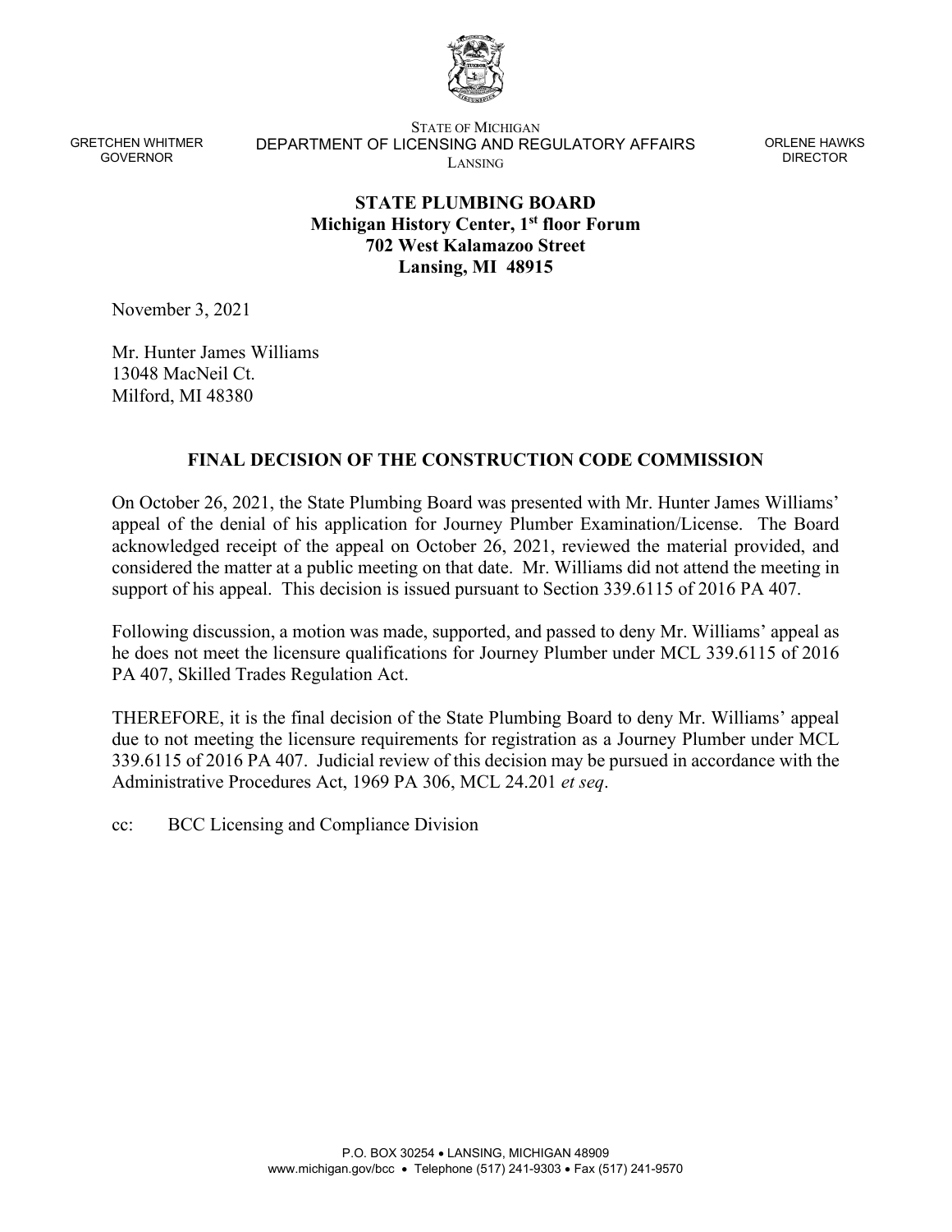GRETCHEN WHITMER
GOVERNOR

STATE OF MICHIGAN
DEPARTMENT OF LICENSING AND REGULATORY AFFAIRS
LANSING

ORLENE HAWKS
DIRECTOR

**STATE PLUMBING BOARD**
**Michigan History Center, 1st floor Forum**
**702 West Kalamazoo Street**
**Lansing, MI 48915**

November 3, 2021

Mr. Hunter James Williams
13048 MacNeil Ct.
Milford, MI 48380

## FINAL DECISION OF THE CONSTRUCTION CODE COMMISSION

On October 26, 2021, the State Plumbing Board was presented with Mr. Hunter James Williams' appeal of the denial of his application for Journey Plumber Examination/License. The Board acknowledged receipt of the appeal on October 26, 2021, reviewed the material provided, and considered the matter at a public meeting on that date. Mr. Williams did not attend the meeting in support of his appeal. This decision is issued pursuant to Section 339.6115 of 2016 PA 407.

Following discussion, a motion was made, supported, and passed to deny Mr. Williams' appeal as he does not meet the licensure qualifications for Journey Plumber under MCL 339.6115 of 2016 PA 407, Skilled Trades Regulation Act.

THEREFORE, it is the final decision of the State Plumbing Board to deny Mr. Williams' appeal due to not meeting the licensure requirements for registration as a Journey Plumber under MCL 339.6115 of 2016 PA 407. Judicial review of this decision may be pursued in accordance with the Administrative Procedures Act, 1969 PA 306, MCL 24.201 *et seq*.

cc: BCC Licensing and Compliance Division

P.O. BOX 30254 • LANSING, MICHIGAN 48909
www.michigan.gov/bcc • Telephone (517) 241-9303 • Fax (517) 241-9570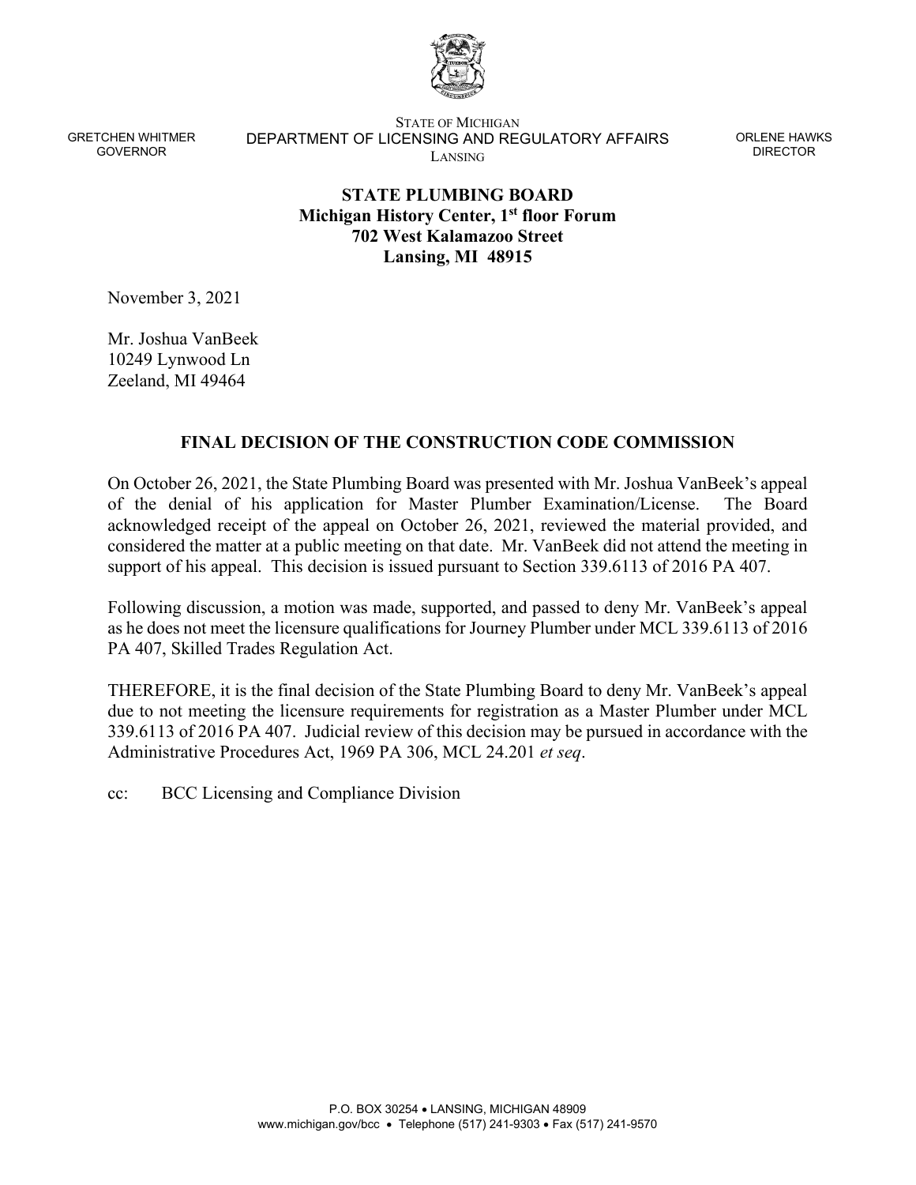GRETCHEN WHITMER
GOVERNOR

STATE OF MICHIGAN
DEPARTMENT OF LICENSING AND REGULATORY AFFAIRS
LANSING

ORLENE HAWKS
DIRECTOR

**STATE PLUMBING BOARD**
**Michigan History Center, 1st floor Forum**
**702 West Kalamazoo Street**
**Lansing, MI 48915**

November 3, 2021

Mr. Joshua VanBeek
10249 Lynwood Ln
Zeeland, MI 49464

## FINAL DECISION OF THE CONSTRUCTION CODE COMMISSION

On October 26, 2021, the State Plumbing Board was presented with Mr. Joshua VanBeek's appeal of the denial of his application for Master Plumber Examination/License. The Board acknowledged receipt of the appeal on October 26, 2021, reviewed the material provided, and considered the matter at a public meeting on that date. Mr. VanBeek did not attend the meeting in support of his appeal. This decision is issued pursuant to Section 339.6113 of 2016 PA 407.

Following discussion, a motion was made, supported, and passed to deny Mr. VanBeek's appeal as he does not meet the licensure qualifications for Journey Plumber under MCL 339.6113 of 2016 PA 407, Skilled Trades Regulation Act.

THEREFORE, it is the final decision of the State Plumbing Board to deny Mr. VanBeek's appeal due to not meeting the licensure requirements for registration as a Master Plumber under MCL 339.6113 of 2016 PA 407. Judicial review of this decision may be pursued in accordance with the Administrative Procedures Act, 1969 PA 306, MCL 24.201 *et seq*.

cc: BCC Licensing and Compliance Division

P.O. BOX 30254 • LANSING, MICHIGAN 48909
www.michigan.gov/bcc • Telephone (517) 241-9303 • Fax (517) 241-9570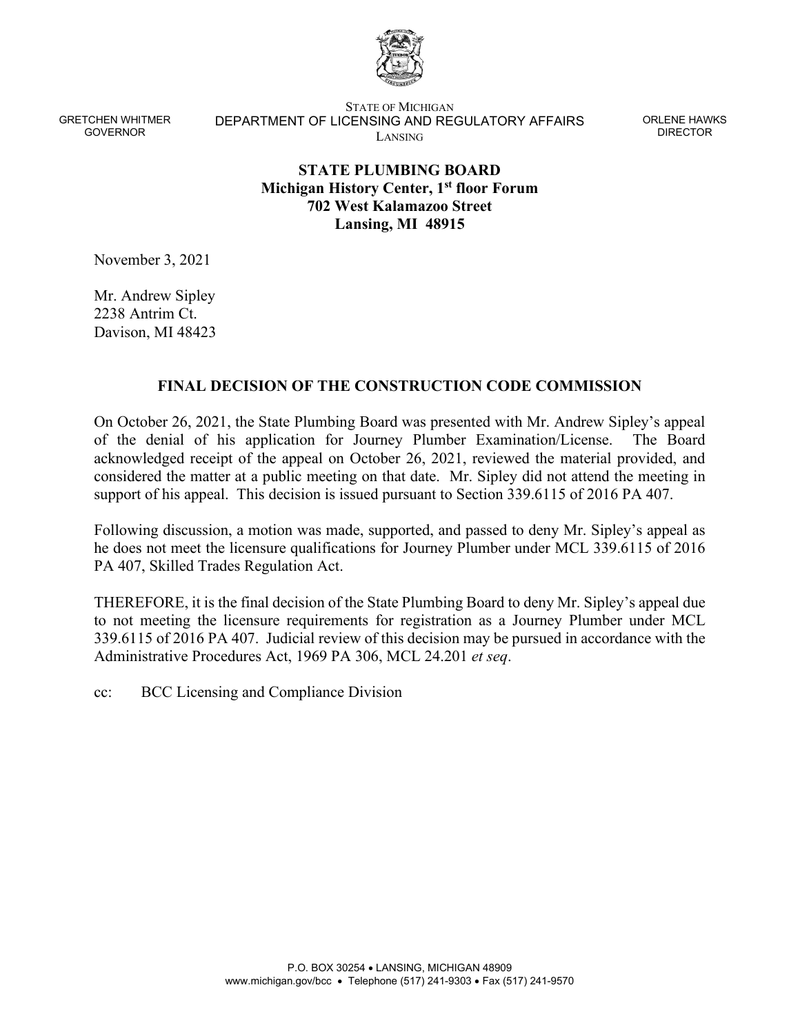GRETCHEN WHITMER
GOVERNOR

STATE OF MICHIGAN
DEPARTMENT OF LICENSING AND REGULATORY AFFAIRS
LANSING

ORLENE HAWKS
DIRECTOR

**STATE PLUMBING BOARD**
**Michigan History Center, 1st floor Forum**
**702 West Kalamazoo Street**
**Lansing, MI 48915**

November 3, 2021

Mr. Andrew Sipley
2238 Antrim Ct.
Davison, MI 48423

## FINAL DECISION OF THE CONSTRUCTION CODE COMMISSION

On October 26, 2021, the State Plumbing Board was presented with Mr. Andrew Sipley's appeal of the denial of his application for Journey Plumber Examination/License. The Board acknowledged receipt of the appeal on October 26, 2021, reviewed the material provided, and considered the matter at a public meeting on that date. Mr. Sipley did not attend the meeting in support of his appeal. This decision is issued pursuant to Section 339.6115 of 2016 PA 407.

Following discussion, a motion was made, supported, and passed to deny Mr. Sipley's appeal as he does not meet the licensure qualifications for Journey Plumber under MCL 339.6115 of 2016 PA 407, Skilled Trades Regulation Act.

THEREFORE, it is the final decision of the State Plumbing Board to deny Mr. Sipley's appeal due to not meeting the licensure requirements for registration as a Journey Plumber under MCL 339.6115 of 2016 PA 407. Judicial review of this decision may be pursued in accordance with the Administrative Procedures Act, 1969 PA 306, MCL 24.201 *et seq*.

cc: BCC Licensing and Compliance Division

P.O. BOX 30254 • LANSING, MICHIGAN 48909
www.michigan.gov/bcc • Telephone (517) 241-9303 • Fax (517) 241-9570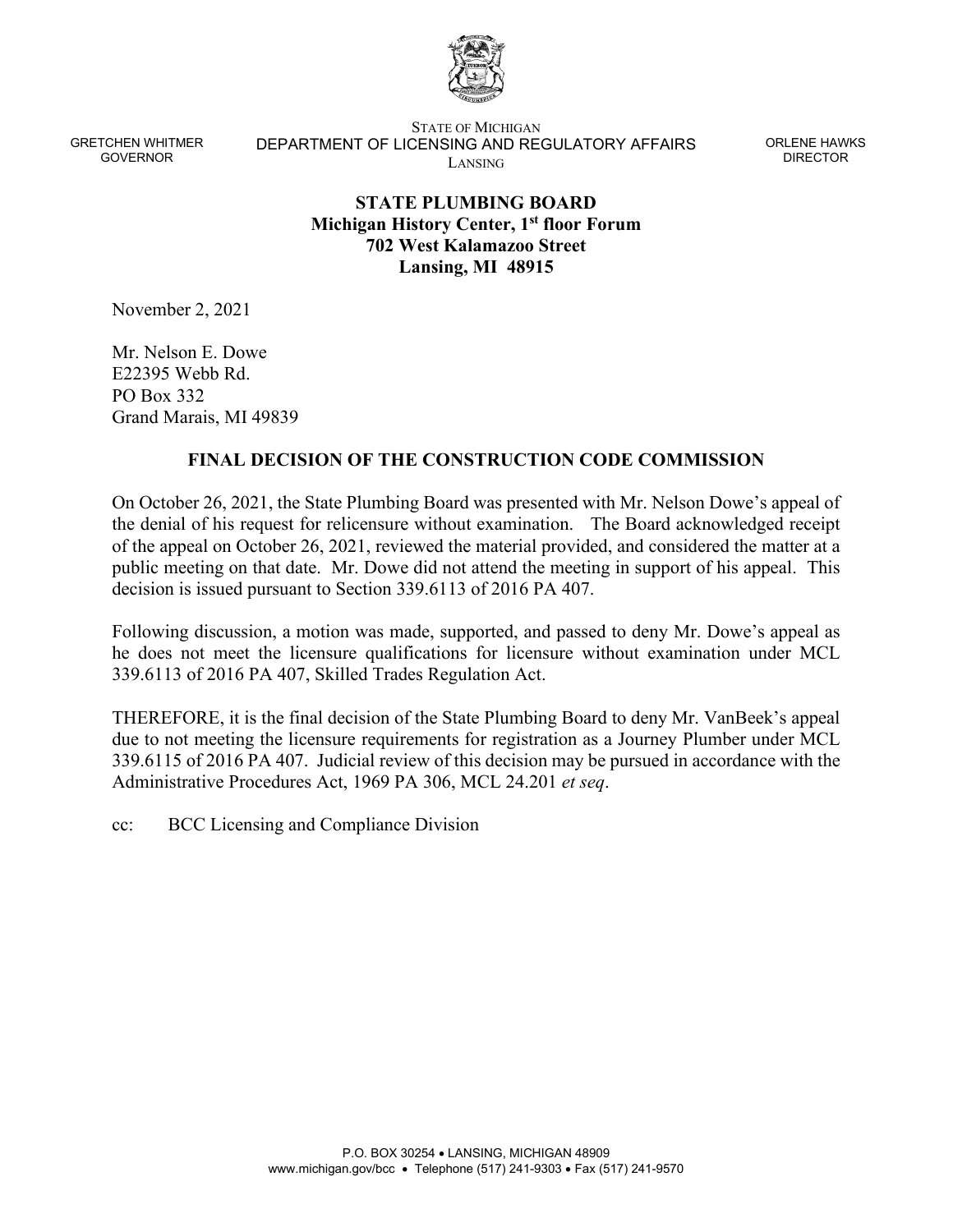GRETCHEN WHITMER
GOVERNOR

STATE OF MICHIGAN
DEPARTMENT OF LICENSING AND REGULATORY AFFAIRS
LANSING

ORLENE HAWKS
DIRECTOR

**STATE PLUMBING BOARD**
**Michigan History Center, 1st floor Forum**
**702 West Kalamazoo Street**
**Lansing, MI 48915**

November 2, 2021

Mr. Nelson E. Dowe
E22395 Webb Rd.
PO Box 332
Grand Marais, MI 49839

**FINAL DECISION OF THE CONSTRUCTION CODE COMMISSION**

On October 26, 2021, the State Plumbing Board was presented with Mr. Nelson Dowe's appeal of the denial of his request for relicensure without examination. The Board acknowledged receipt of the appeal on October 26, 2021, reviewed the material provided, and considered the matter at a public meeting on that date. Mr. Dowe did not attend the meeting in support of his appeal. This decision is issued pursuant to Section 339.6113 of 2016 PA 407.

Following discussion, a motion was made, supported, and passed to deny Mr. Dowe's appeal as he does not meet the licensure qualifications for licensure without examination under MCL 339.6113 of 2016 PA 407, Skilled Trades Regulation Act.

THEREFORE, it is the final decision of the State Plumbing Board to deny Mr. VanBeek's appeal due to not meeting the licensure requirements for registration as a Journey Plumber under MCL 339.6115 of 2016 PA 407. Judicial review of this decision may be pursued in accordance with the Administrative Procedures Act, 1969 PA 306, MCL 24.201 *et seq*.

cc: BCC Licensing and Compliance Division

P.O. BOX 30254 • LANSING, MICHIGAN 48909
www.michigan.gov/bcc • Telephone (517) 241-9303 • Fax (517) 241-9570